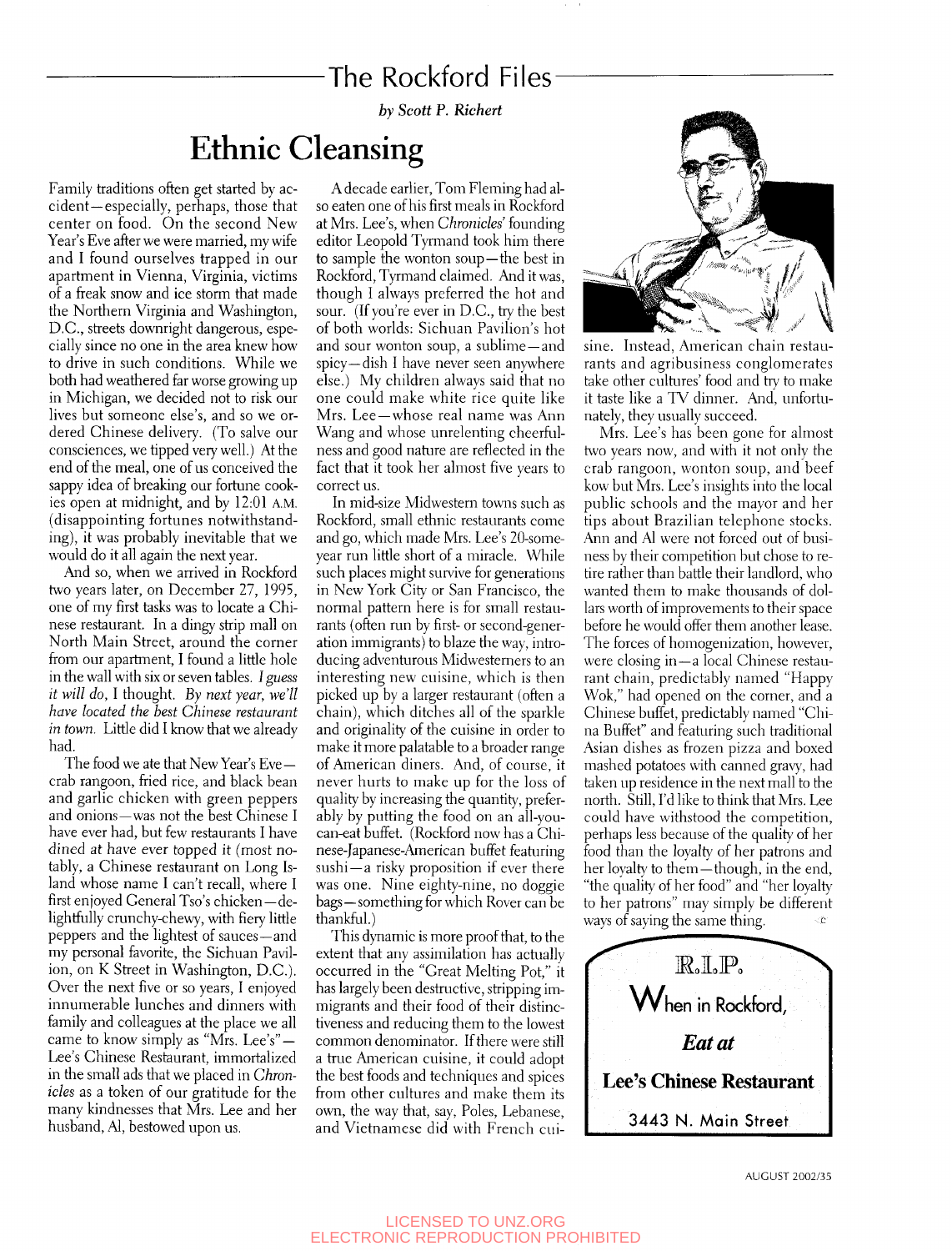## The Rockford Files

*by Scott P. Richert*

# Ethnic Cleansing

Family traditions often get started by accident—especially, perhaps, those that center on food. On the second New Year's Eve after we were married, my wife and I found ourselves trapped in our apartment in Vienna, Virginia, victims of a freak snow and ice storm that made the Northern Virginia and Washington, D.C., streets downright dangerous, especially since no one in the area knew how to drive in such conditions. While we both had weathered far worse growing up in Michigan, we decided not to risk our lives but someone else's, and so we ordered Chinese delivery. (To salve our consciences, we tipped very well.) At the end of the meal, one of us conceived the sappy idea of breaking our fortune cookies open at midnight, and by 12:01 A.M. (disappointing fortunes notwithstanding), it was probably inevitable that we would do it all again the next year.

And so, when we arrived in Rockford two years later, on December 27, 1995, one of my first tasks was to locate a Chinese restaurant. In a dingy strip mall on North Main Street, around the corner from our apartment, I found a little hole in the wall with six or seven tables. *I guess it will do,* I thought. *By next year, we'll have located the best Chinese restaurant in town.* Little did I know that we already had.

The food we ate that New Year's Eve—crab rangoon, fried rice, and black bean and garlic chicken with green peppers and onions—was not the best Chinese I have ever had, but few restaurants I have dined at have ever topped it (most notably, a Chinese restaurant on Long Island whose name I can't recall, where I first enjoyed General Tso's chicken—delightfully crunchy-chewy, with fiery little peppers and the lightest of sauces—and my personal favorite, the Sichuan Pavilion, on K Street in Washington, D.C.). Over the next five or so years, I enjoyed innumerable lunches and dinners with family and colleagues at the place we all came to know simply as "Mrs. Lee's"—Lee's Chinese Restaurant, immortalized in the small ads that we placed in *Chronicles* as a token of our gratitude for the many kindnesses that Mrs. Lee and her husband, Al, bestowed upon us.

A decade earlier, Tom Fleming had also eaten one of his first meals in Rockford at Mrs. Lee's, when *Chronicles'* founding editor Leopold Tyrmand took him there to sample the wonton soup—the best in Rockford, Tyrmand claimed. And it was, though I always preferred the hot and sour. (If you're ever in D.C., try the best of both worlds: Sichuan Pavilion's hot and sour wonton soup, a sublime—and spicy—dish I have never seen anywhere else.) My children always said that no one could make white rice quite like Mrs. Lee—whose real name was Ann Wang and whose unrelenting cheerfulness and good nature are reflected in the fact that it took her almost five years to correct us.

In mid-size Midwestern towns such as Rockford, small ethnic restaurants come and go, which made Mrs. Lee's 20-some-year run little short of a miracle. While such places might survive for generations in New York City or San Francisco, the normal pattern here is for small restaurants (often run by first- or second-generation immigrants) to blaze the way, introducing adventurous Midwesterners to an interesting new cuisine, which is then picked up by a larger restaurant (often a chain), which ditches all of the sparkle and originality of the cuisine in order to make it more palatable to a broader range of American diners. And, of course, it never hurts to make up for the loss of quality by increasing the quantity, preferably by putting the food on an all-you-can-eat buffet. (Rockford now has a Chinese-Japanese-American buffet featuring sushi—a risky proposition if ever there was one. Nine eighty-nine, no doggie bags—something for which Rover can be thankful.)

This dynamic is more proof that, to the extent that any assimilation has actually occurred in the "Great Melting Pot," it has largely been destructive, stripping immigrants and their food of their distinctiveness and reducing them to the lowest common denominator. If there were still a true American cuisine, it could adopt the best foods and techniques and spices from other cultures and make them its own, the way that, say, Poles, Lebanese, and Vietnamese did with French cuisine. Instead, American chain restaurants and agribusiness conglomerates take other cultures' food and try to make it taste like a TV dinner. And, unfortunately, they usually succeed.

Mrs. Lee's has been gone for almost two years now, and with it not only the crab rangoon, wonton soup, and beef kow but Mrs. Lee's insights into the local public schools and the mayor and her tips about Brazilian telephone stocks. Ann and Al were not forced out of business by their competition but chose to retire rather than battle their landlord, who wanted them to make thousands of dollars worth of improvements to their space before he would offer them another lease. The forces of homogenization, however, were closing in—a local Chinese restaurant chain, predictably named "Happy Wok," had opened on the corner, and a Chinese buffet, predictably named "China Buffet" and featuring such traditional Asian dishes as frozen pizza and boxed mashed potatoes with canned gravy, had taken up residence in the next mall to the north. Still, I'd like to think that Mrs. Lee could have withstood the competition, perhaps less because of the quality of her food than the loyalty of her patrons and her loyalty to them—though, in the end, "the quality of her food" and "her loyalty to her patrons" may simply be different ways of saying the same thing.

R.I.P.

**When in Rockford,**

***Eat at***

**Lee's Chinese Restaurant**

**3443 N. Main Street**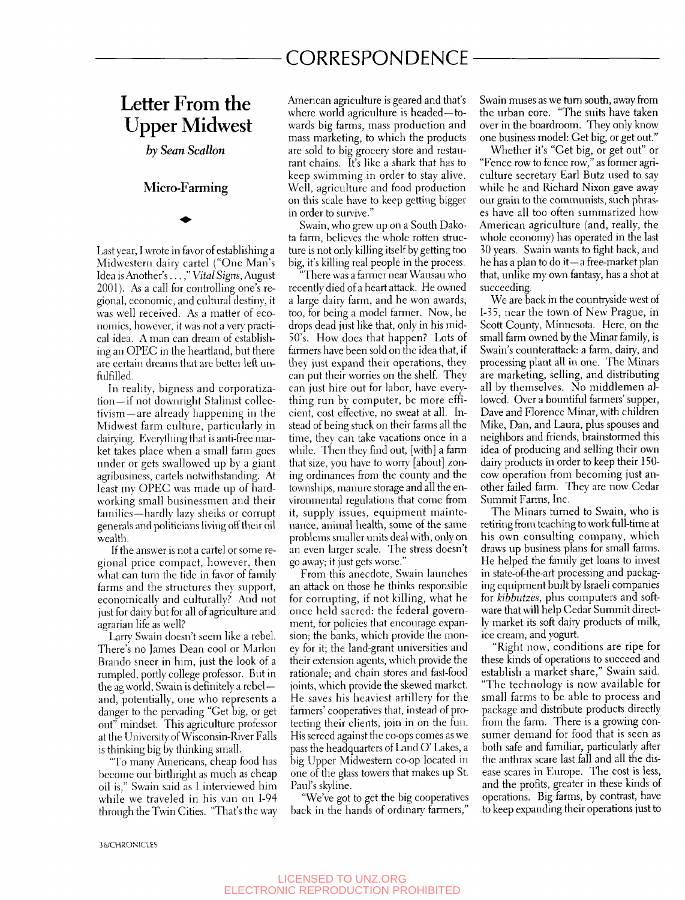# Letter From the Upper Midwest

*by Sean Scallon*

## Micro-Farming

Last year, I wrote in favor of establishing a Midwestern dairy cartel ("One Man's Idea is Another's . . . ," *Vital Signs*, August 2001). As a call for controlling one's regional, economic, and cultural destiny, it was well received. As a matter of economics, however, it was not a very practical idea. A man can dream of establishing an OPEC in the heartland, but there are certain dreams that are better left unfulfilled.

In reality, bigness and corporatization—if not downright Stalinist collectivism—are already happening in the Midwest farm culture, particularly in dairying. Everything that is anti-free market takes place when a small farm goes under or gets swallowed up by a giant agribusiness, cartels notwithstanding. At least my OPEC was made up of hardworking small businessmen and their families—hardly lazy sheiks or corrupt generals and politicians living off their oil wealth.

If the answer is not a cartel or some regional price compact, however, then what can turn the tide in favor of family farms and the structures they support, economically and culturally? And not just for dairy but for all of agriculture and agrarian life as well?

Larry Swain doesn't seem like a rebel. There's no James Dean cool or Marlon Brando sneer in him, just the look of a rumpled, portly college professor. But in the ag world, Swain is definitely a rebel—and, potentially, one who represents a danger to the pervading "Get big, or get out" mindset. This agriculture professor at the University of Wisconsin-River Falls is thinking big by thinking small.

"To many Americans, cheap food has become our birthright as much as cheap oil is," Swain said as I interviewed him while we traveled in his van on I-94 through the Twin Cities. "That's the way American agriculture is geared and that's where world agriculture is headed—towards big farms, mass production and mass marketing, to which the products are sold to big grocery store and restaurant chains. It's like a shark that has to keep swimming in order to stay alive. Well, agriculture and food production on this scale have to keep getting bigger in order to survive."

Swain, who grew up on a South Dakota farm, believes the whole rotten structure is not only killing itself by getting too big, it's killing real people in the process.

"There was a farmer near Wausau who recently died of a heart attack. He owned a large dairy farm, and he won awards, too, for being a model farmer. Now, he drops dead just like that, only in his mid-50's. How does that happen? Lots of farmers have been sold on the idea that, if they just expand their operations, they can put their worries on the shelf. They can just hire out for labor, have everything run by computer, be more efficient, cost effective, no sweat at all. Instead of being stuck on their farms all the time, they can take vacations once in a while. Then they find out, [with] a farm that size, you have to worry [about] zoning ordinances from the county and the townships, manure storage and all the environmental regulations that come from it, supply issues, equipment maintenance, animal health, some of the same problems smaller units deal with, only on an even larger scale. The stress doesn't go away; it just gets worse."

From this anecdote, Swain launches an attack on those he thinks responsible for corrupting, if not killing, what he once held sacred: the federal government, for policies that encourage expansion; the banks, which provide the money for it; the land-grant universities and their extension agents, which provide the rationale; and chain stores and fast-food joints, which provide the skewed market. He saves his heaviest artillery for the farmers' cooperatives that, instead of protecting their clients, join in on the fun. His screed against the co-ops comes as we pass the headquarters of Land O' Lakes, a big Upper Midwestern co-op located in one of the glass towers that makes up St. Paul's skyline.

"We've got to get the big cooperatives back in the hands of ordinary farmers," Swain muses as we turn south, away from the urban core. "The suits have taken over in the boardroom. They only know one business model: Get big, or get out."

Whether it's "Get big, or get out" or "Fence row to fence row," as former agriculture secretary Earl Butz used to say while he and Richard Nixon gave away our grain to the communists, such phrases have all too often summarized how American agriculture (and, really, the whole economy) has operated in the last 30 years. Swain wants to fight back, and he has a plan to do it—a free-market plan that, unlike my own fantasy, has a shot at succeeding.

We are back in the countryside west of I-35, near the town of New Prague, in Scott County, Minnesota. Here, on the small farm owned by the Minar family, is Swain's counterattack: a farm, dairy, and processing plant all in one. The Minars are marketing, selling, and distributing all by themselves. No middlemen allowed. Over a bountiful farmers' supper, Dave and Florence Minar, with children Mike, Dan, and Laura, plus spouses and neighbors and friends, brainstormed this idea of producing and selling their own dairy products in order to keep their 150-cow operation from becoming just another failed farm. They are now Cedar Summit Farms, Inc.

The Minars turned to Swain, who is retiring from teaching to work full-time at his own consulting company, which draws up business plans for small farms. He helped the family get loans to invest in state-of-the-art processing and packaging equipment built by Israeli companies for *kibbutzes*, plus computers and software that will help Cedar Summit directly market its soft dairy products of milk, ice cream, and yogurt.

"Right now, conditions are ripe for these kinds of operations to succeed and establish a market share," Swain said. "The technology is now available for small farms to be able to process and package and distribute products directly from the farm. There is a growing consumer demand for food that is seen as both safe and familiar, particularly after the anthrax scare last fall and all the disease scares in Europe. The cost is less, and the profits, greater in these kinds of operations. Big farms, by contrast, have to keep expanding their operations just to